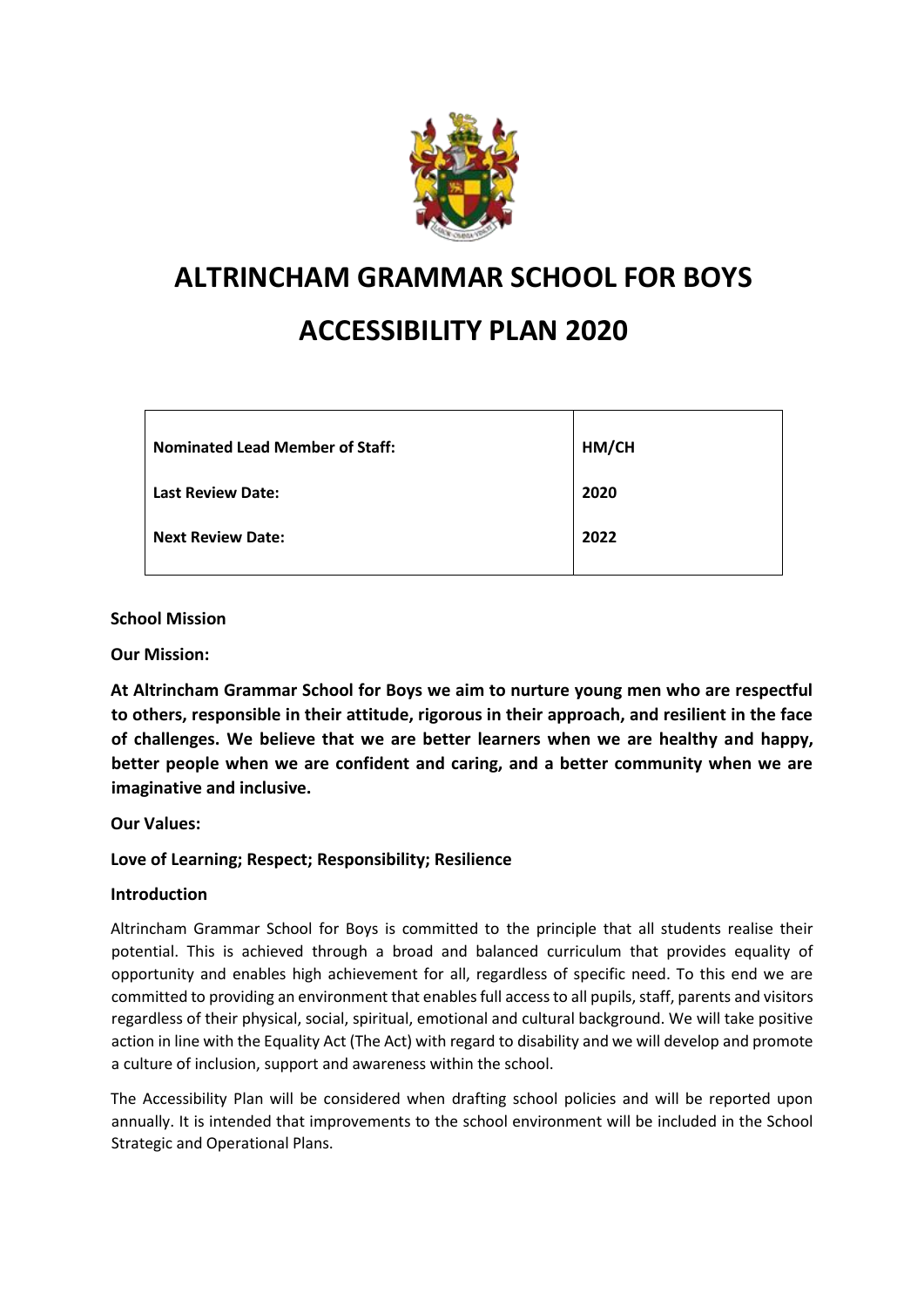# ALTRINCHAM GRAMMAR SCHOOL FOR BOYS

# ACCESSIBILITY PLAN 2020

| | |
|---|---|
| **Nominated Lead Member of Staff:** | **HM/CH** |
| **Last Review Date:** | **2020** |
| **Next Review Date:** | **2022** |

**School Mission**

**Our Mission:**

**At Altrincham Grammar School for Boys we aim to nurture young men who are respectful to others, responsible in their attitude, rigorous in their approach, and resilient in the face of challenges. We believe that we are better learners when we are healthy and happy, better people when we are confident and caring, and a better community when we are imaginative and inclusive.**

**Our Values:**

**Love of Learning; Respect; Responsibility; Resilience**

**Introduction**

Altrincham Grammar School for Boys is committed to the principle that all students realise their potential. This is achieved through a broad and balanced curriculum that provides equality of opportunity and enables high achievement for all, regardless of specific need. To this end we are committed to providing an environment that enables full access to all pupils, staff, parents and visitors regardless of their physical, social, spiritual, emotional and cultural background. We will take positive action in line with the Equality Act (The Act) with regard to disability and we will develop and promote a culture of inclusion, support and awareness within the school.

The Accessibility Plan will be considered when drafting school policies and will be reported upon annually. It is intended that improvements to the school environment will be included in the School Strategic and Operational Plans.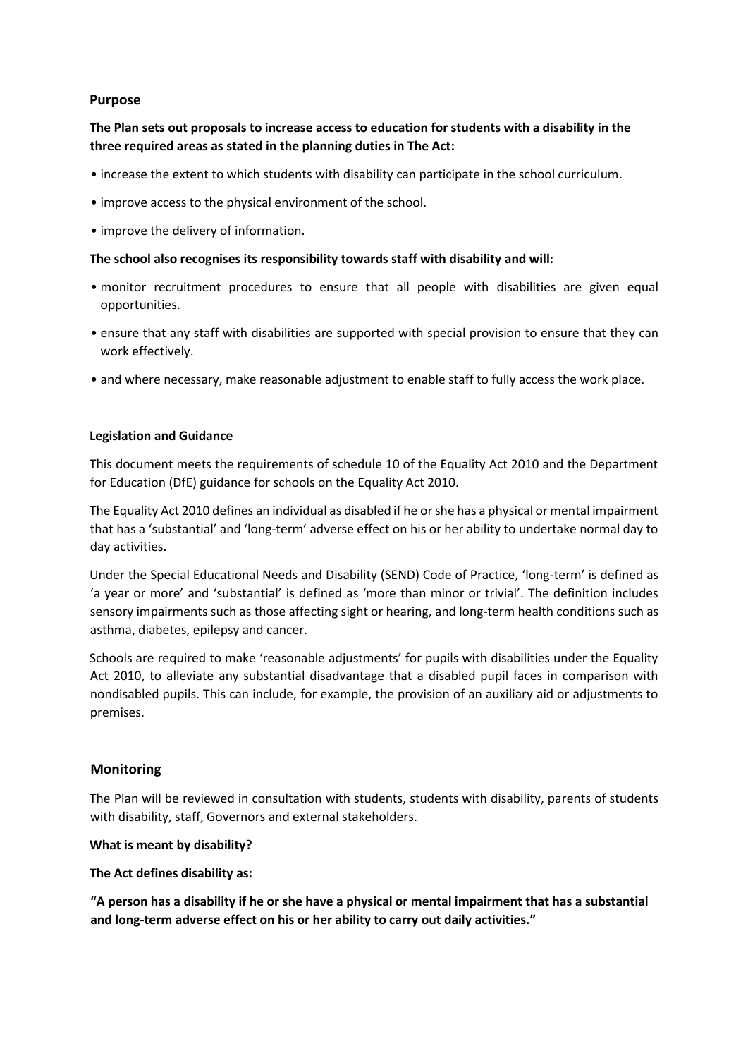## Purpose

**The Plan sets out proposals to increase access to education for students with a disability in the three required areas as stated in the planning duties in The Act:**

- increase the extent to which students with disability can participate in the school curriculum.
- improve access to the physical environment of the school.
- improve the delivery of information.

**The school also recognises its responsibility towards staff with disability and will:**

- monitor recruitment procedures to ensure that all people with disabilities are given equal opportunities.
- ensure that any staff with disabilities are supported with special provision to ensure that they can work effectively.
- and where necessary, make reasonable adjustment to enable staff to fully access the work place.

### Legislation and Guidance

This document meets the requirements of schedule 10 of the Equality Act 2010 and the Department for Education (DfE) guidance for schools on the Equality Act 2010.

The Equality Act 2010 defines an individual as disabled if he or she has a physical or mental impairment that has a 'substantial' and 'long-term' adverse effect on his or her ability to undertake normal day to day activities.

Under the Special Educational Needs and Disability (SEND) Code of Practice, 'long-term' is defined as 'a year or more' and 'substantial' is defined as 'more than minor or trivial'. The definition includes sensory impairments such as those affecting sight or hearing, and long-term health conditions such as asthma, diabetes, epilepsy and cancer.

Schools are required to make 'reasonable adjustments' for pupils with disabilities under the Equality Act 2010, to alleviate any substantial disadvantage that a disabled pupil faces in comparison with nondisabled pupils. This can include, for example, the provision of an auxiliary aid or adjustments to premises.

## Monitoring

The Plan will be reviewed in consultation with students, students with disability, parents of students with disability, staff, Governors and external stakeholders.

**What is meant by disability?**

**The Act defines disability as:**

**"A person has a disability if he or she have a physical or mental impairment that has a substantial and long-term adverse effect on his or her ability to carry out daily activities."**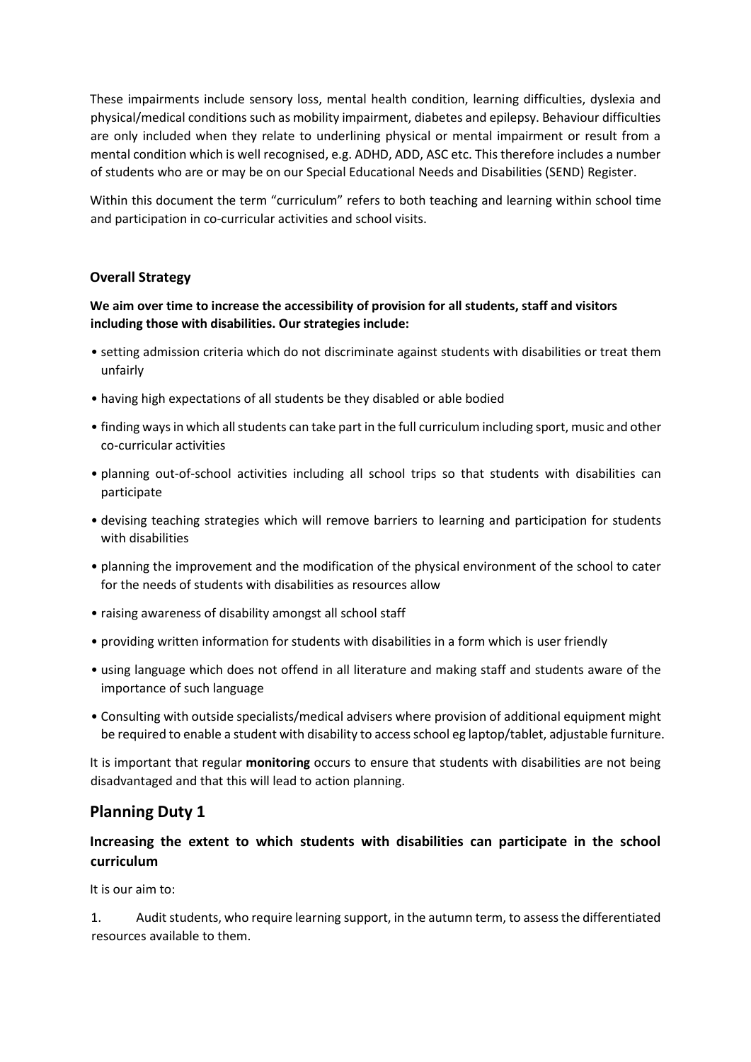These impairments include sensory loss, mental health condition, learning difficulties, dyslexia and physical/medical conditions such as mobility impairment, diabetes and epilepsy. Behaviour difficulties are only included when they relate to underlining physical or mental impairment or result from a mental condition which is well recognised, e.g. ADHD, ADD, ASC etc. This therefore includes a number of students who are or may be on our Special Educational Needs and Disabilities (SEND) Register.

Within this document the term "curriculum" refers to both teaching and learning within school time and participation in co-curricular activities and school visits.

### Overall Strategy

**We aim over time to increase the accessibility of provision for all students, staff and visitors including those with disabilities. Our strategies include:**

- setting admission criteria which do not discriminate against students with disabilities or treat them unfairly
- having high expectations of all students be they disabled or able bodied
- finding ways in which all students can take part in the full curriculum including sport, music and other co-curricular activities
- planning out-of-school activities including all school trips so that students with disabilities can participate
- devising teaching strategies which will remove barriers to learning and participation for students with disabilities
- planning the improvement and the modification of the physical environment of the school to cater for the needs of students with disabilities as resources allow
- raising awareness of disability amongst all school staff
- providing written information for students with disabilities in a form which is user friendly
- using language which does not offend in all literature and making staff and students aware of the importance of such language
- Consulting with outside specialists/medical advisers where provision of additional equipment might be required to enable a student with disability to access school eg laptop/tablet, adjustable furniture.

It is important that regular **monitoring** occurs to ensure that students with disabilities are not being disadvantaged and that this will lead to action planning.

## Planning Duty 1

### Increasing the extent to which students with disabilities can participate in the school curriculum

It is our aim to:

1. Audit students, who require learning support, in the autumn term, to assess the differentiated resources available to them.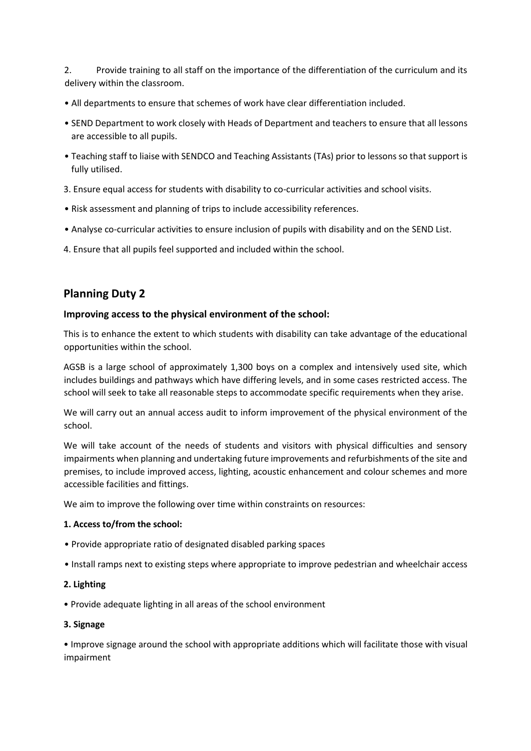2. Provide training to all staff on the importance of the differentiation of the curriculum and its delivery within the classroom.

- All departments to ensure that schemes of work have clear differentiation included.
- SEND Department to work closely with Heads of Department and teachers to ensure that all lessons are accessible to all pupils.
- Teaching staff to liaise with SENDCO and Teaching Assistants (TAs) prior to lessons so that support is fully utilised.

3. Ensure equal access for students with disability to co-curricular activities and school visits.

- Risk assessment and planning of trips to include accessibility references.
- Analyse co-curricular activities to ensure inclusion of pupils with disability and on the SEND List.

4. Ensure that all pupils feel supported and included within the school.

## Planning Duty 2

### Improving access to the physical environment of the school:

This is to enhance the extent to which students with disability can take advantage of the educational opportunities within the school.

AGSB is a large school of approximately 1,300 boys on a complex and intensively used site, which includes buildings and pathways which have differing levels, and in some cases restricted access. The school will seek to take all reasonable steps to accommodate specific requirements when they arise.

We will carry out an annual access audit to inform improvement of the physical environment of the school.

We will take account of the needs of students and visitors with physical difficulties and sensory impairments when planning and undertaking future improvements and refurbishments of the site and premises, to include improved access, lighting, acoustic enhancement and colour schemes and more accessible facilities and fittings.

We aim to improve the following over time within constraints on resources:

**1. Access to/from the school:**

- Provide appropriate ratio of designated disabled parking spaces
- Install ramps next to existing steps where appropriate to improve pedestrian and wheelchair access

**2. Lighting**

- Provide adequate lighting in all areas of the school environment

**3. Signage**

- Improve signage around the school with appropriate additions which will facilitate those with visual impairment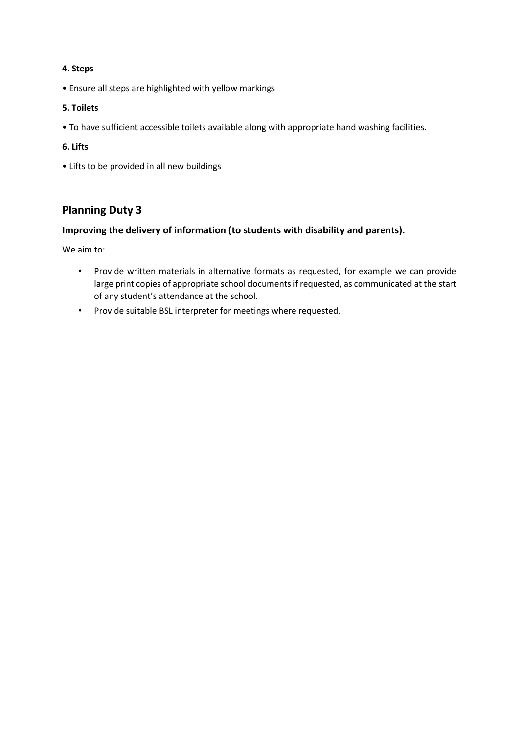**4. Steps**

- Ensure all steps are highlighted with yellow markings

**5. Toilets**

- To have sufficient accessible toilets available along with appropriate hand washing facilities.

**6. Lifts**

- Lifts to be provided in all new buildings

## Planning Duty 3

### Improving the delivery of information (to students with disability and parents).

We aim to:

- Provide written materials in alternative formats as requested, for example we can provide large print copies of appropriate school documents if requested, as communicated at the start of any student's attendance at the school.
- Provide suitable BSL interpreter for meetings where requested.